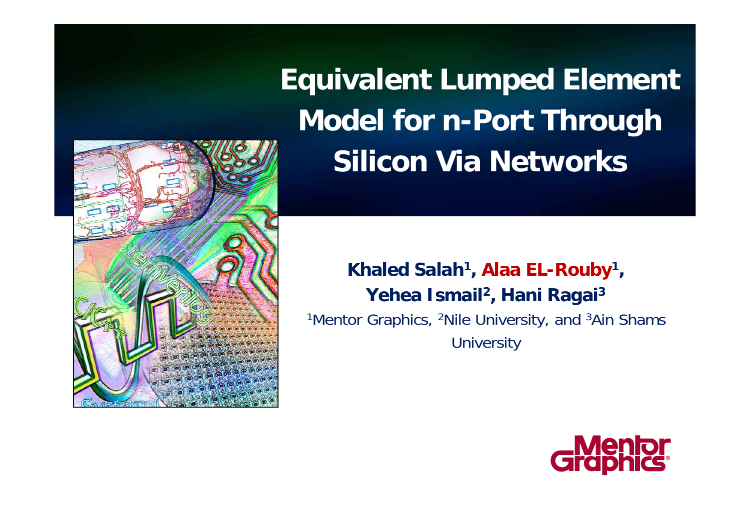# Equivalent Lumped Element Model for n-Port Through Silicon Via Networks

**Khaled Salah[1], Alaa EL-Rouby[1], Yehea Ismail[2], Hani Ragai[3]**

[1]Mentor Graphics, [2]Nile University, and [3]Ain Shams University

Mentor Graphics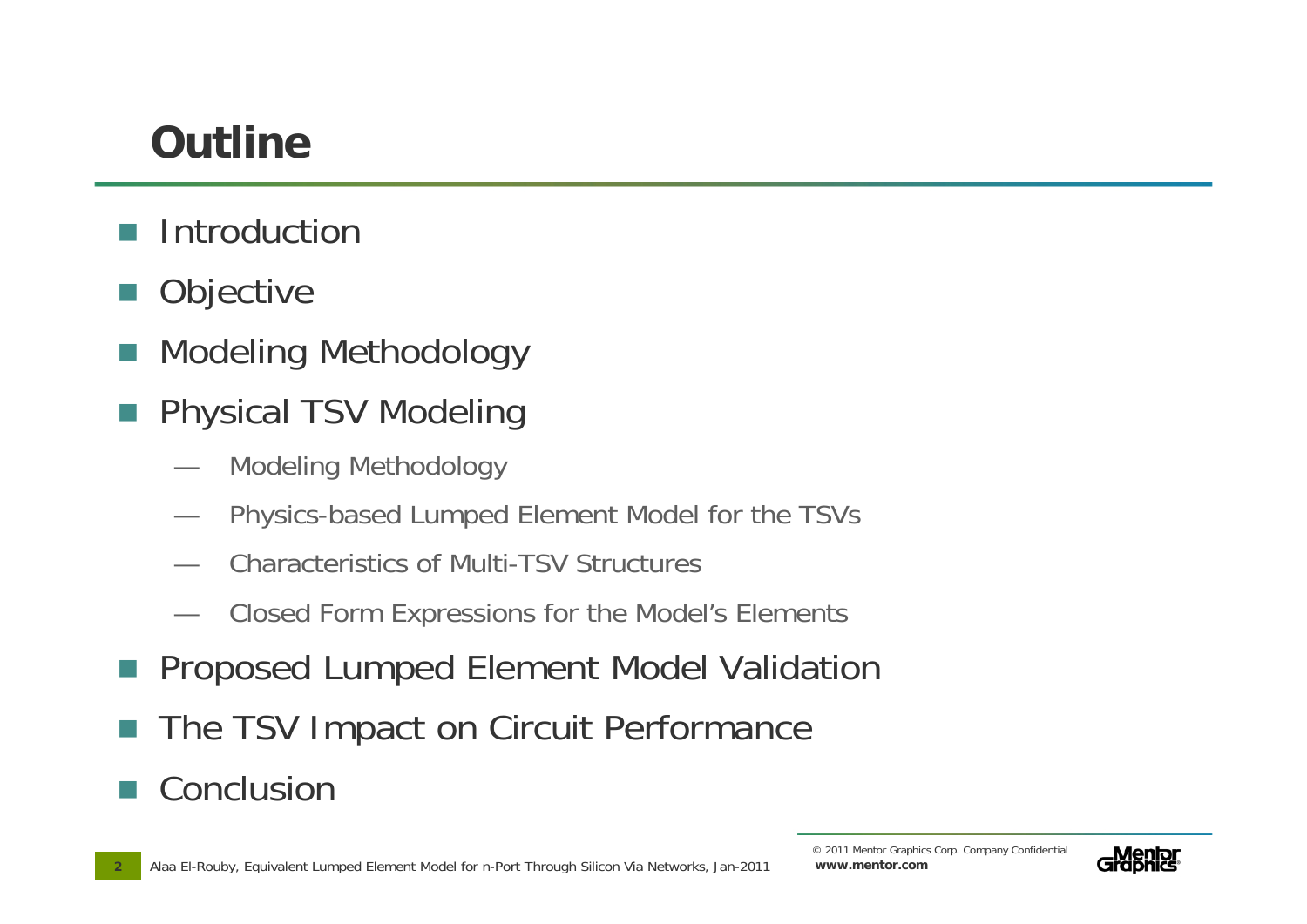# Outline

- Introduction
- Objective
- Modeling Methodology
- Physical TSV Modeling
  - Modeling Methodology
  - Physics-based Lumped Element Model for the TSVs
  - Characteristics of Multi-TSV Structures
  - Closed Form Expressions for the Model's Elements
- Proposed Lumped Element Model Validation
- The TSV Impact on Circuit Performance
- Conclusion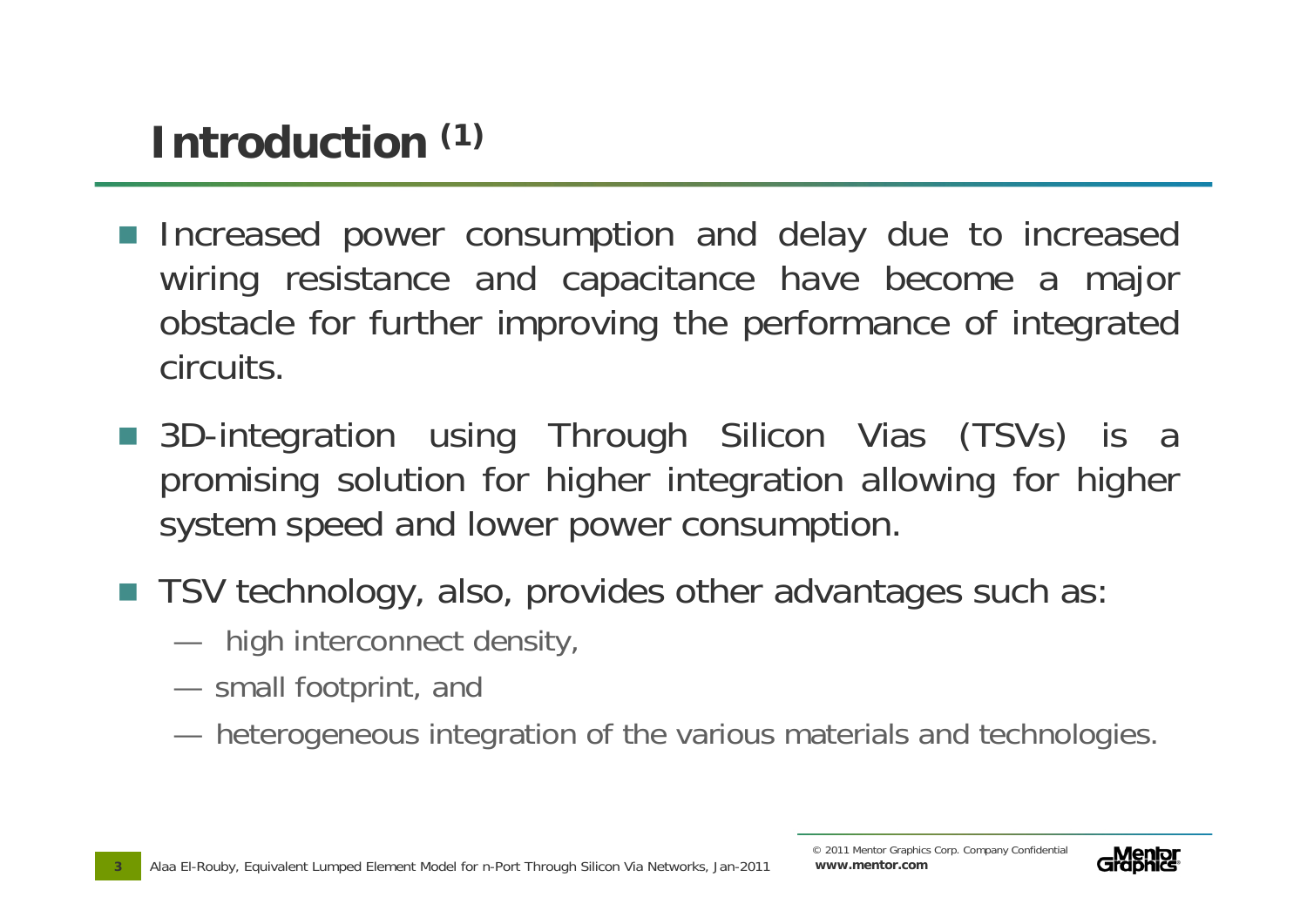# Introduction (1)

- Increased power consumption and delay due to increased wiring resistance and capacitance have become a major obstacle for further improving the performance of integrated circuits.
- 3D-integration using Through Silicon Vias (TSVs) is a promising solution for higher integration allowing for higher system speed and lower power consumption.
- TSV technology, also, provides other advantages such as:
  - high interconnect density,
  - small footprint, and
  - heterogeneous integration of the various materials and technologies.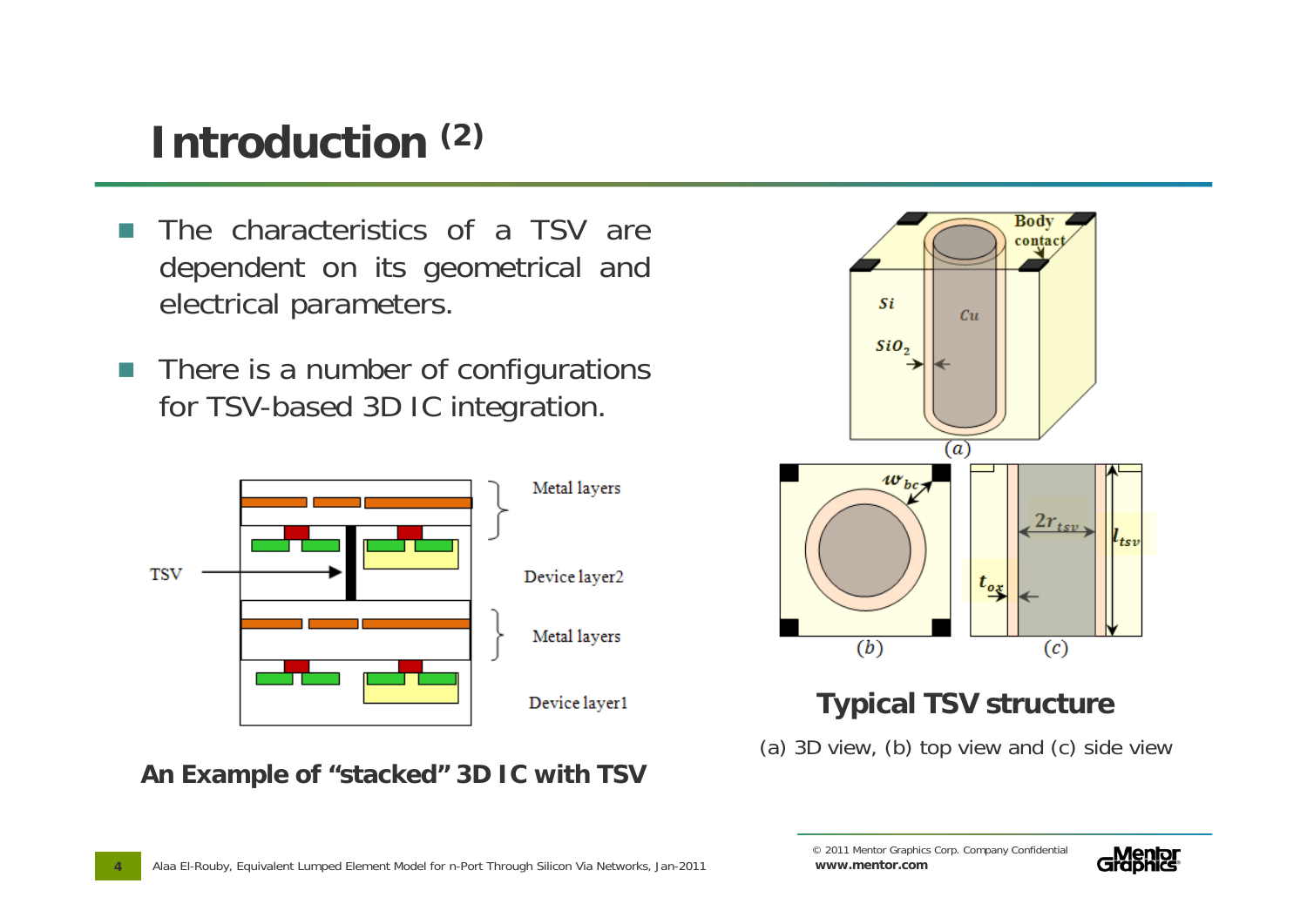# Introduction (2)

- The characteristics of a TSV are dependent on its geometrical and electrical parameters.
- There is a number of configurations for TSV-based 3D IC integration.

**An Example of “stacked” 3D IC with TSV**

**Typical TSV structure**

(a) 3D view, (b) top view and (c) side view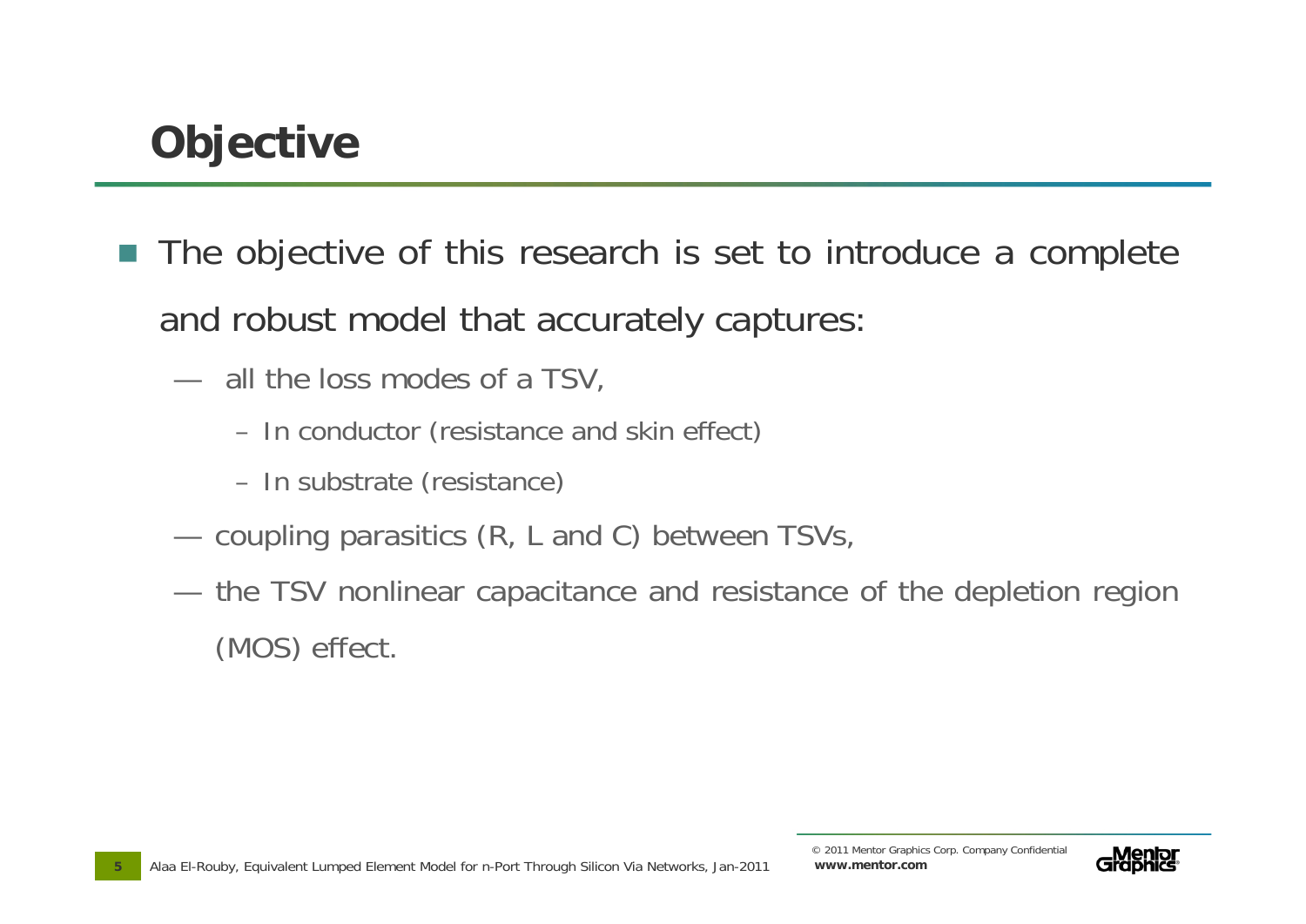# Objective

- The objective of this research is set to introduce a complete and robust model that accurately captures:
  - all the loss modes of a TSV,
    - In conductor (resistance and skin effect)
    - In substrate (resistance)
  - coupling parasitics (R, L and C) between TSVs,
  - the TSV nonlinear capacitance and resistance of the depletion region (MOS) effect.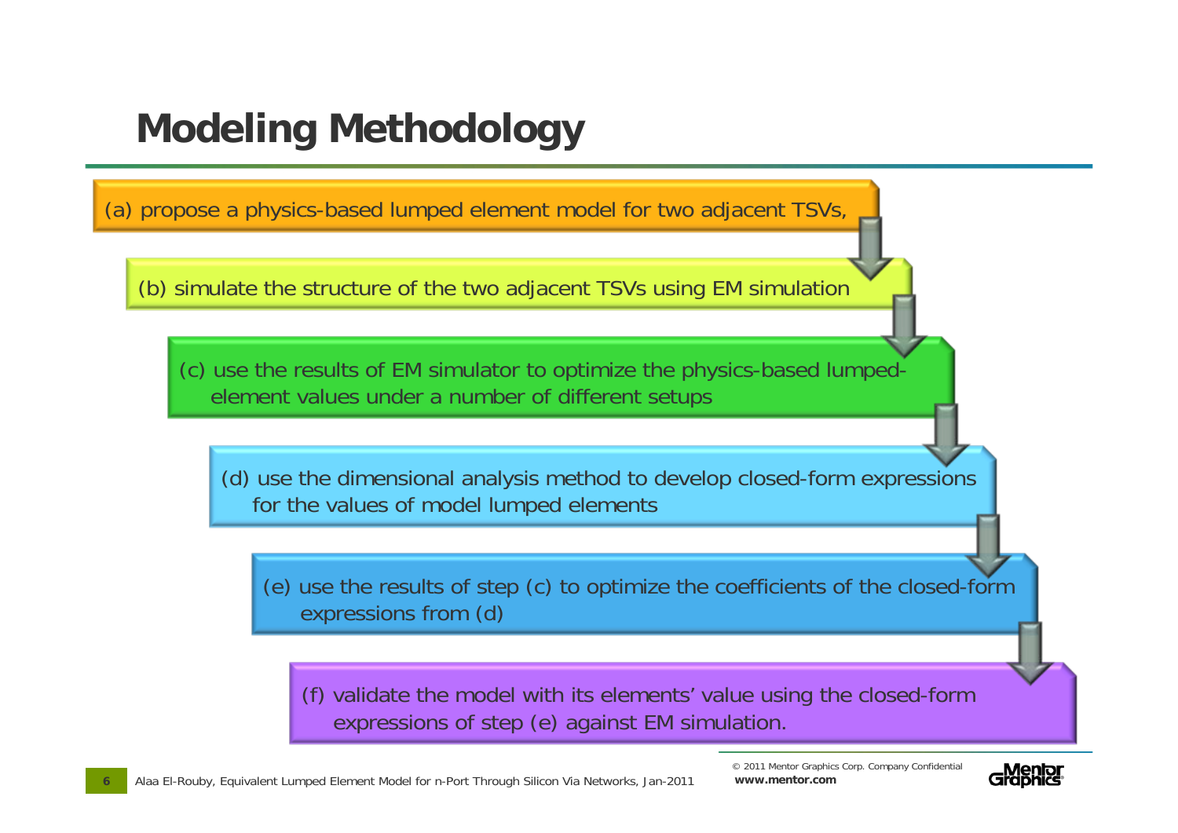# Modeling Methodology

(a) propose a physics-based lumped element model for two adjacent TSVs,

(b) simulate the structure of the two adjacent TSVs using EM simulation

(c) use the results of EM simulator to optimize the physics-based lumped-element values under a number of different setups

(d) use the dimensional analysis method to develop closed-form expressions for the values of model lumped elements

(e) use the results of step (c) to optimize the coefficients of the closed-form expressions from (d)

(f) validate the model with its elements' value using the closed-form expressions of step (e) against EM simulation.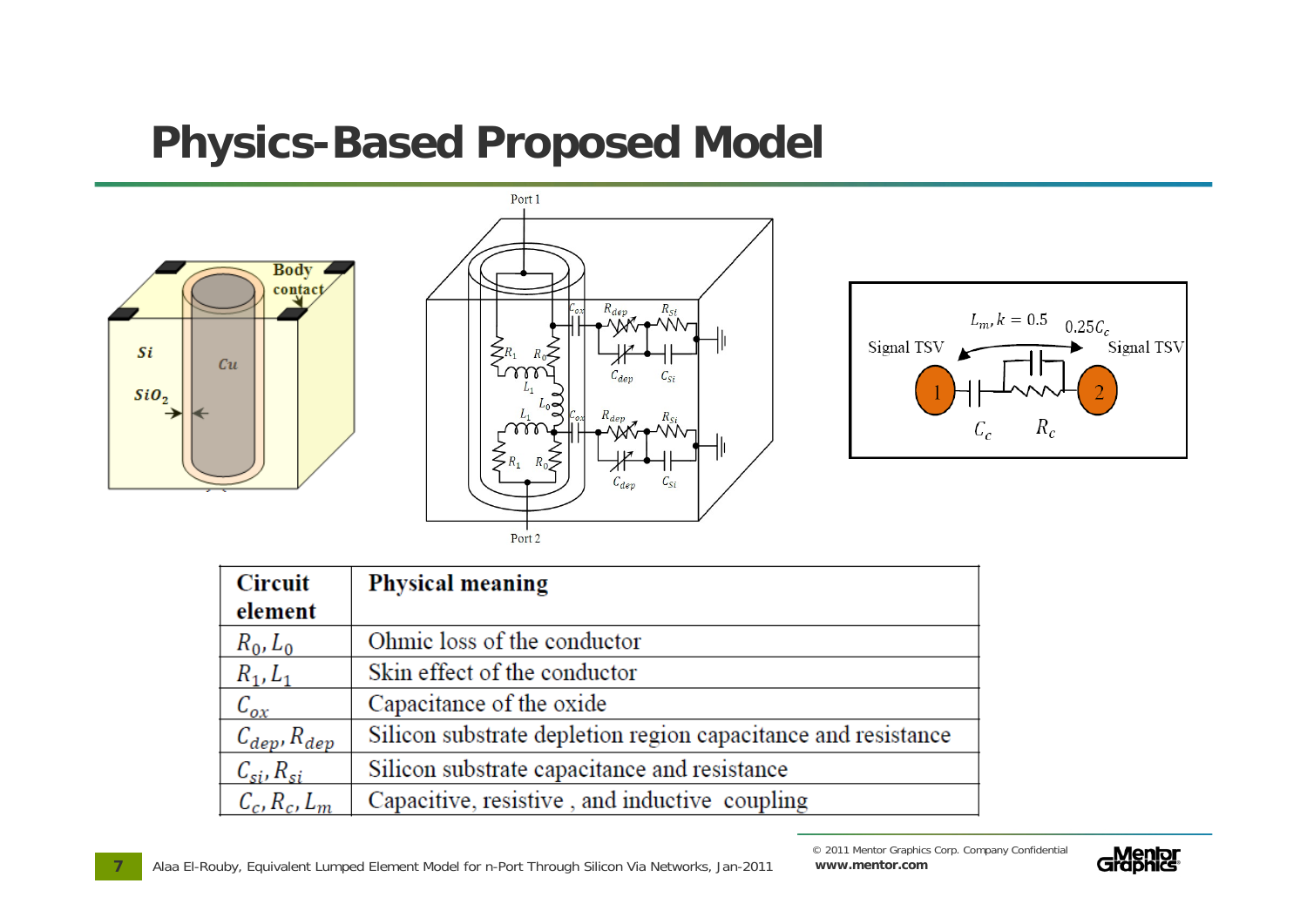# Physics-Based Proposed Model

| Circuit element | Physical meaning |
|---|---|
| $R_0, L_0$ | Ohmic loss of the conductor |
| $R_1, L_1$ | Skin effect of the conductor |
| $C_{ox}$ | Capacitance of the oxide |
| $C_{dep}, R_{dep}$ | Silicon substrate depletion region capacitance and resistance |
| $C_{si}, R_{si}$ | Silicon substrate capacitance and resistance |
| $C_c, R_c, L_m$ | Capacitive, resistive , and inductive coupling |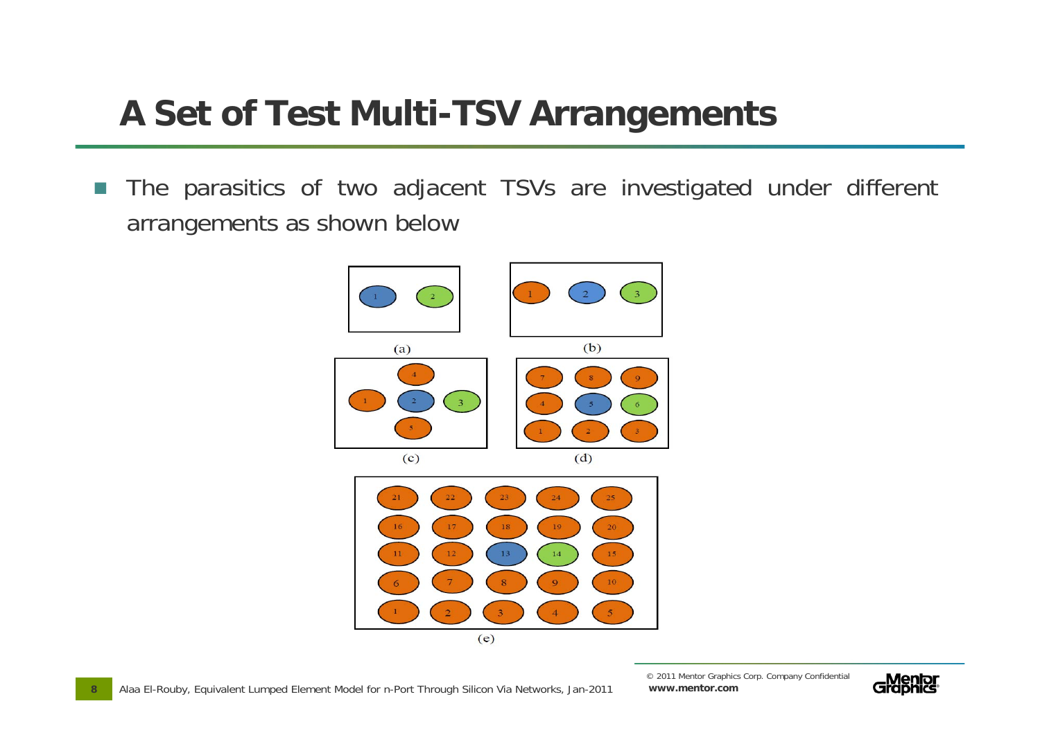# A Set of Test Multi-TSV Arrangements

- The parasitics of two adjacent TSVs are investigated under different arrangements as shown below

(a)

(b)

(c)

(d)

(e)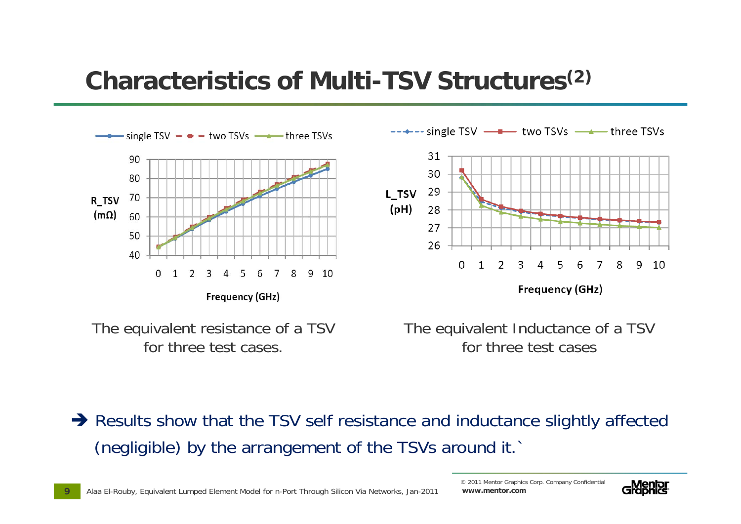# Characteristics of Multi-TSV Structures(2)

single TSV — two TSVs — three TSVs

$R\_TSV$ (mΩ)

Frequency (GHz)

The equivalent resistance of a TSV for three test cases.

single TSV — two TSVs — three TSVs

$L\_TSV$ (pH)

Frequency (GHz)

The equivalent Inductance of a TSV for three test cases

➔ Results show that the TSV self resistance and inductance slightly affected (negligible) by the arrangement of the TSVs around it.`

Alaa El-Rouby, Equivalent Lumped Element Model for n-Port Through Silicon Via Networks, Jan-2011

© 2011 Mentor Graphics Corp. Company Confidential
www.mentor.com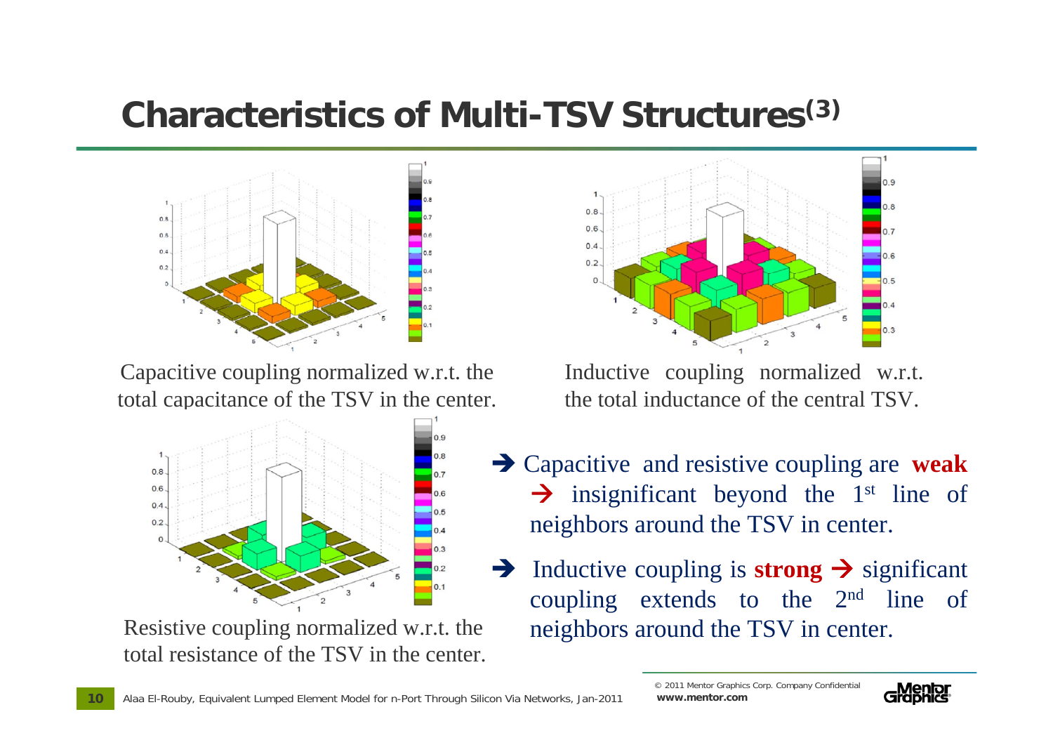# Characteristics of Multi-TSV Structures[3]

Capacitive coupling normalized w.r.t. the total capacitance of the TSV in the center.

Inductive coupling normalized w.r.t. the total inductance of the central TSV.

Resistive coupling normalized w.r.t. the total resistance of the TSV in the center.

- ➔ Capacitive and resistive coupling are **weak** → insignificant beyond the 1st line of neighbors around the TSV in center.
- ➔ Inductive coupling is **strong** → significant coupling extends to the 2nd line of neighbors around the TSV in center.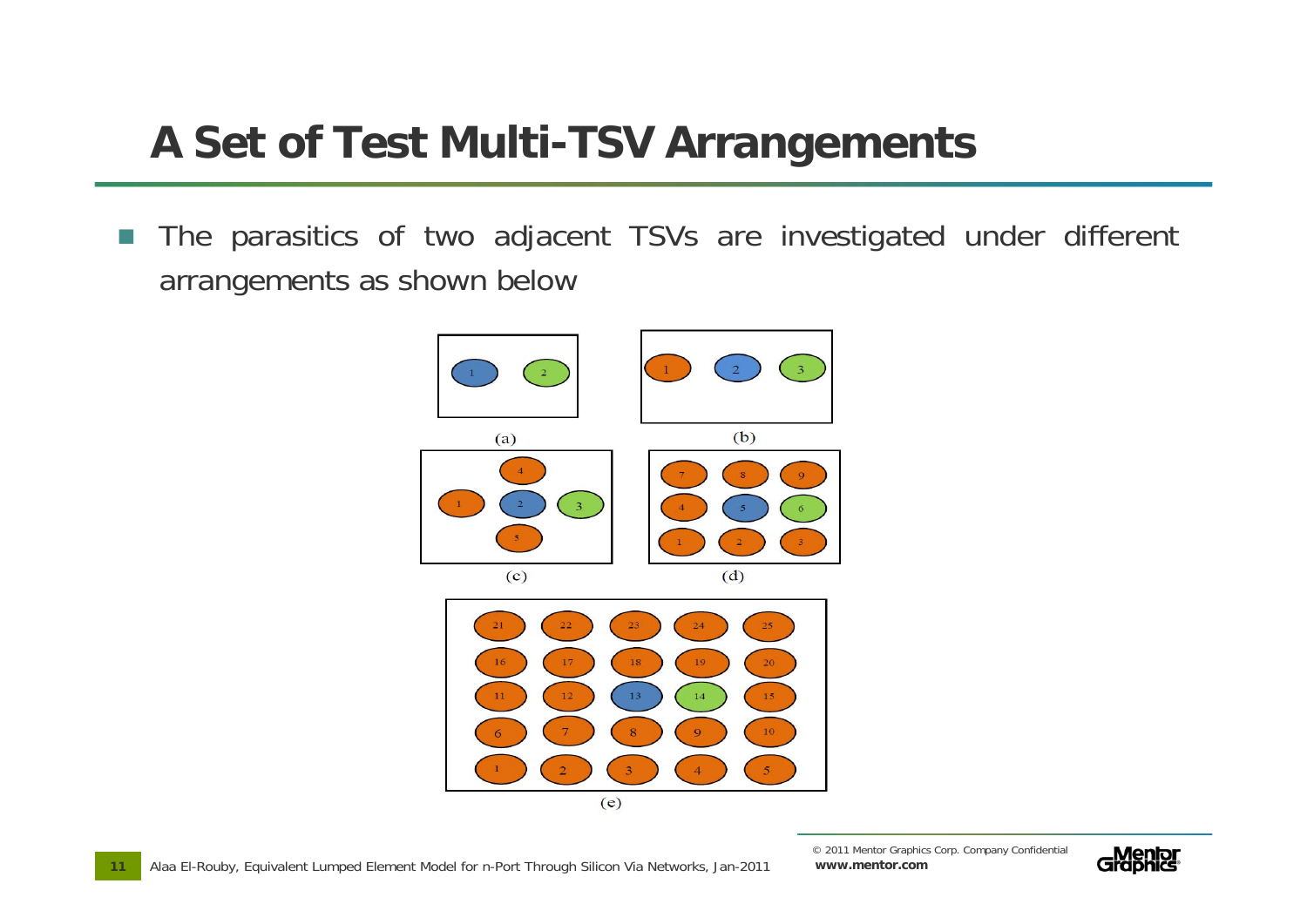# A Set of Test Multi-TSV Arrangements

- The parasitics of two adjacent TSVs are investigated under different arrangements as shown below

(a)

(b)

(c)

(d)

(e)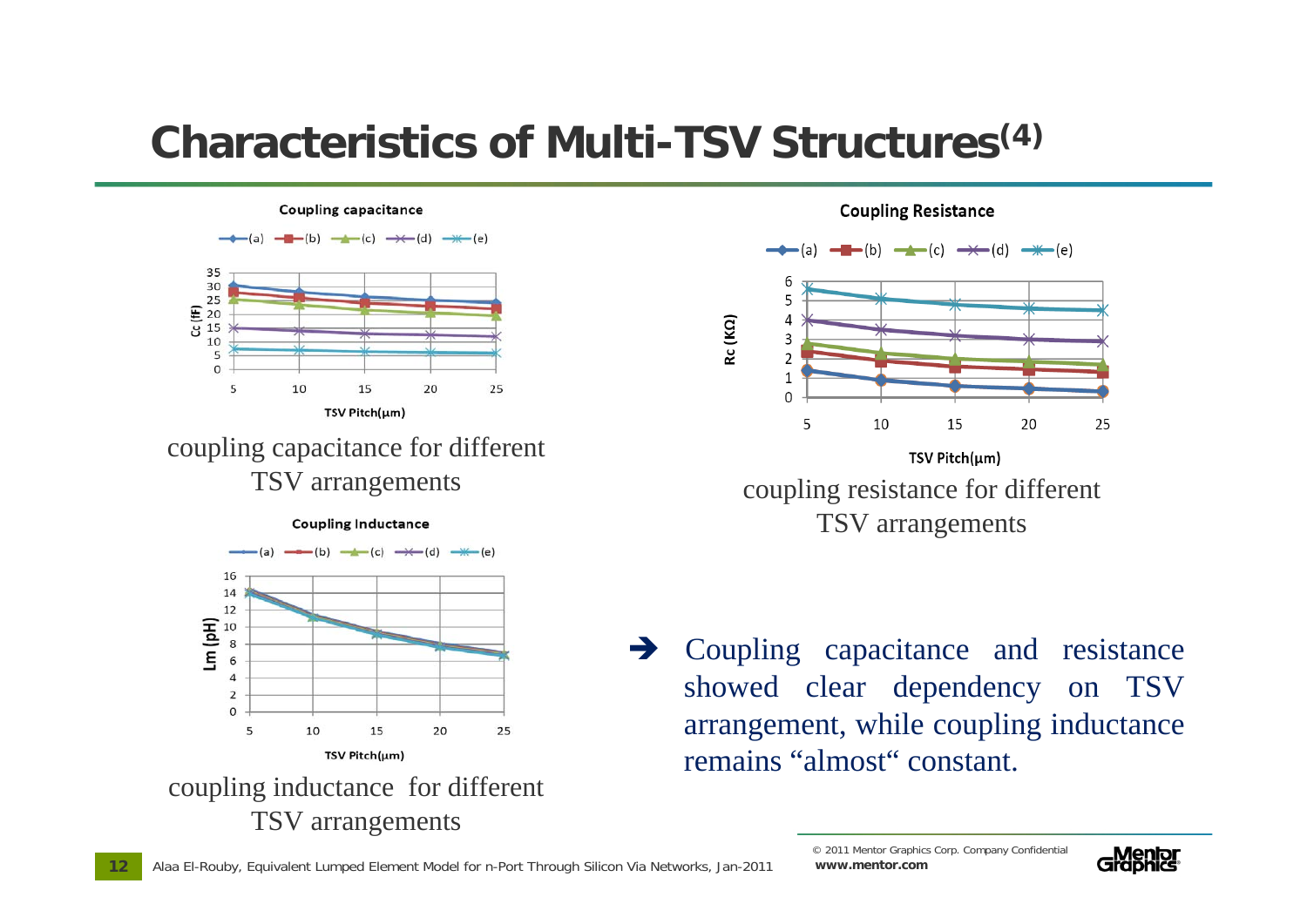# Characteristics of Multi-TSV Structures[4]

coupling capacitance for different TSV arrangements

coupling resistance for different TSV arrangements

coupling inductance for different TSV arrangements

➔ Coupling capacitance and resistance showed clear dependency on TSV arrangement, while coupling inductance remains "almost" constant.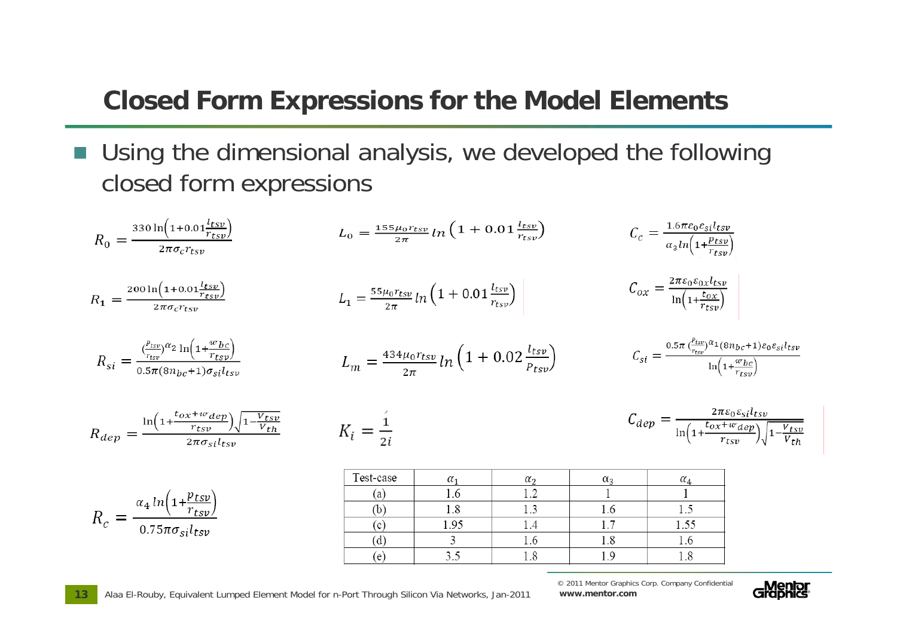# Closed Form Expressions for the Model Elements

- Using the dimensional analysis, we developed the following closed form expressions

$$R_0 = \frac{330 \ln\left(1+0.01\frac{l_{tsv}}{r_{tsv}}\right)}{2\pi\sigma_c r_{tsv}}$$

$$L_0 = \frac{155\mu_0 r_{tsv}}{2\pi} ln\left(1 + 0.01\frac{l_{tsv}}{r_{tsv}}\right)$$

$$C_c = \frac{1.6\pi\varepsilon_0\varepsilon_{si} l_{tsv}}{\alpha_3 ln\left(1+\frac{p_{tsv}}{r_{tsv}}\right)}$$

$$R_1 = \frac{200 \ln\left(1+0.01\frac{l_{tsv}}{r_{tsv}}\right)}{2\pi\sigma_c r_{tsv}}$$

$$L_1 = \frac{55\mu_0 r_{tsv}}{2\pi} ln\left(1 + 0.01\frac{l_{tsv}}{r_{tsv}}\right)$$

$$C_{ox} = \frac{2\pi\varepsilon_0\varepsilon_{ox} l_{tsv}}{\ln\left(1+\frac{t_{ox}}{r_{tsv}}\right)}$$

$$R_{si} = \frac{\left(\frac{p_{tsv}}{r_{tsv}}\right)^{\alpha_2} \ln\left(1+\frac{w_{bc}}{r_{tsv}}\right)}{0.5\pi(8n_{bc}+1)\sigma_{si} l_{tsv}}$$

$$L_m = \frac{434\mu_0 r_{tsv}}{2\pi} ln\left(1 + 0.02\frac{l_{tsv}}{p_{tsv}}\right)$$

$$C_{si} = \frac{0.5\pi\left(\frac{p_{tsv}}{r_{tsv}}\right)^{\alpha_1}(8n_{bc}+1)\varepsilon_0\varepsilon_{si} l_{tsv}}{\ln\left(1+\frac{w_{bc}}{r_{tsv}}\right)}$$

$$R_{dep} = \frac{\ln\left(1+\frac{t_{ox}+w_{dep}}{r_{tsv}}\right)\sqrt{1-\frac{V_{tsv}}{V_{th}}}}{2\pi\sigma_{si} l_{tsv}}$$

$$K_i = \frac{1}{2i}$$

$$C_{dep} = \frac{2\pi\varepsilon_0\varepsilon_{si} l_{tsv}}{\ln\left(1+\frac{t_{ox}+w_{dep}}{r_{tsv}}\right)\sqrt{1-\frac{V_{tsv}}{V_{th}}}}$$

$$R_c = \frac{\alpha_4 \, ln\left(1+\frac{p_{tsv}}{r_{tsv}}\right)}{0.75\pi\sigma_{si} l_{tsv}}$$

| Test-case | $\alpha_1$ | $\alpha_2$ | $\alpha_3$ | $\alpha_4$ |
|---|---|---|---|---|
| (a) | 1.6 | 1.2 | 1 | 1 |
| (b) | 1.8 | 1.3 | 1.6 | 1.5 |
| (c) | 1.95 | 1.4 | 1.7 | 1.55 |
| (d) | 3 | 1.6 | 1.8 | 1.6 |
| (e) | 3.5 | 1.8 | 1.9 | 1.8 |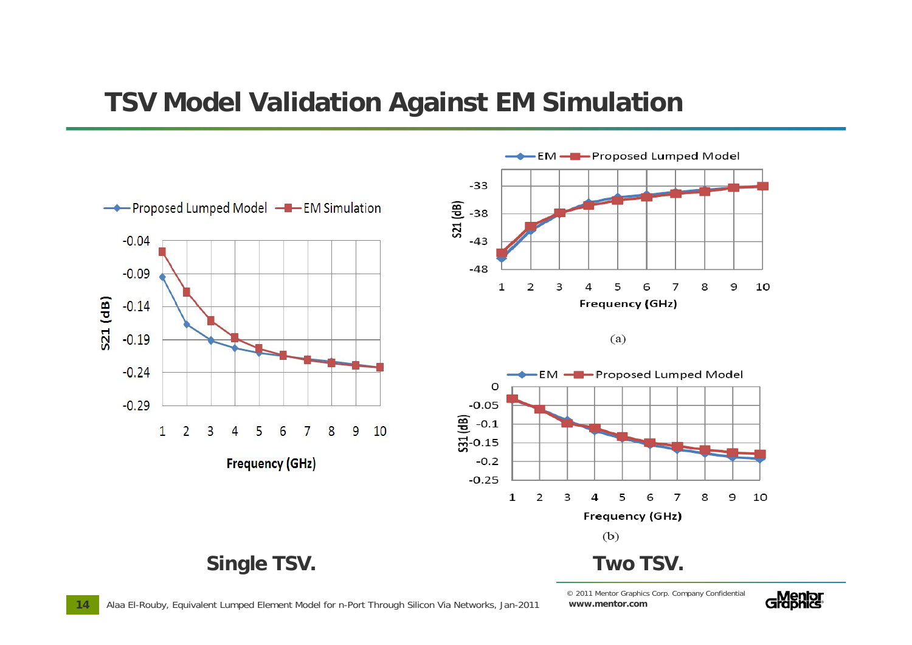# TSV Model Validation Against EM Simulation

Proposed Lumped Model — EM Simulation

S21 (dB): -0.04, -0.09, -0.14, -0.19, -0.24, -0.29

Frequency (GHz): 1 2 3 4 5 6 7 8 9 10

EM — Proposed Lumped Model

S21 (dB): -33, -38, -43, -48

Frequency (GHz): 1 2 3 4 5 6 7 8 9 10

(a)

EM — Proposed Lumped Model

S31 (dB): 0, -0.05, -0.1, -0.15, -0.2, -0.25

Frequency (GHz): 1 2 3 4 5 6 7 8 9 10

(b)

**Single TSV.**

**Two TSV.**

Alaa El-Rouby, Equivalent Lumped Element Model for n-Port Through Silicon Via Networks, Jan-2011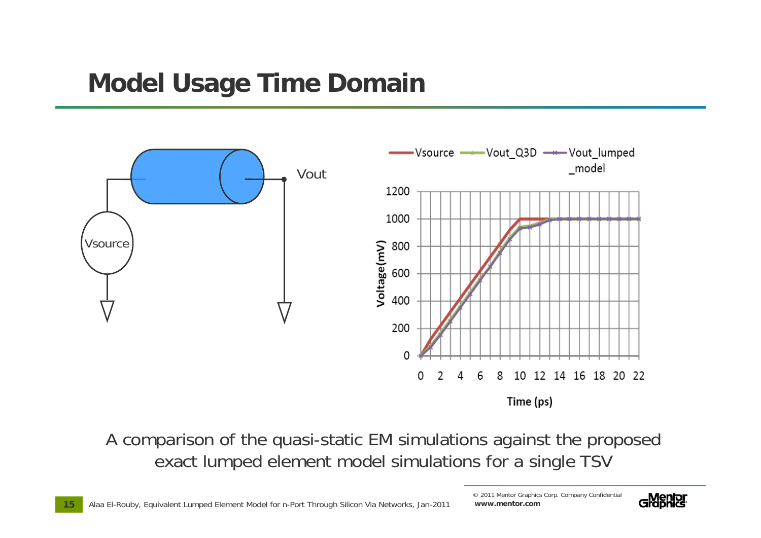# Model Usage Time Domain

A comparison of the quasi-static EM simulations against the proposed exact lumped element model simulations for a single TSV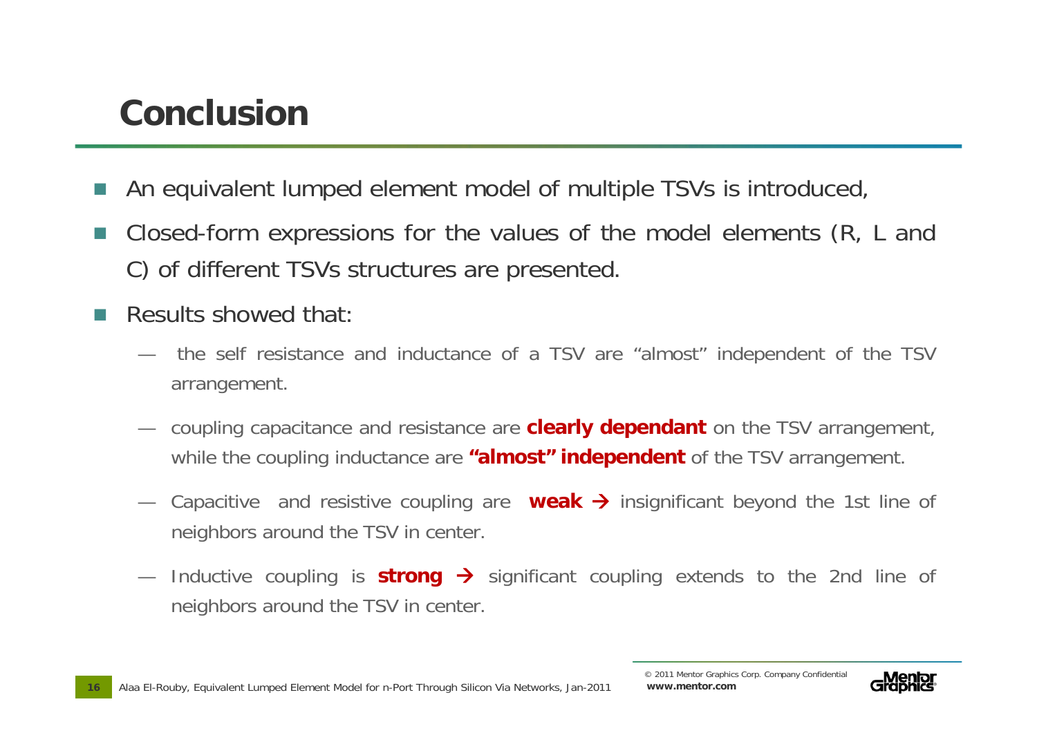# Conclusion

- An equivalent lumped element model of multiple TSVs is introduced,
- Closed-form expressions for the values of the model elements (R, L and C) of different TSVs structures are presented.
- Results showed that:
  - the self resistance and inductance of a TSV are "almost" independent of the TSV arrangement.
  - coupling capacitance and resistance are **clearly dependant** on the TSV arrangement, while the coupling inductance are **"almost" independent** of the TSV arrangement.
  - Capacitive and resistive coupling are **weak** → insignificant beyond the 1st line of neighbors around the TSV in center.
  - Inductive coupling is **strong** → significant coupling extends to the 2nd line of neighbors around the TSV in center.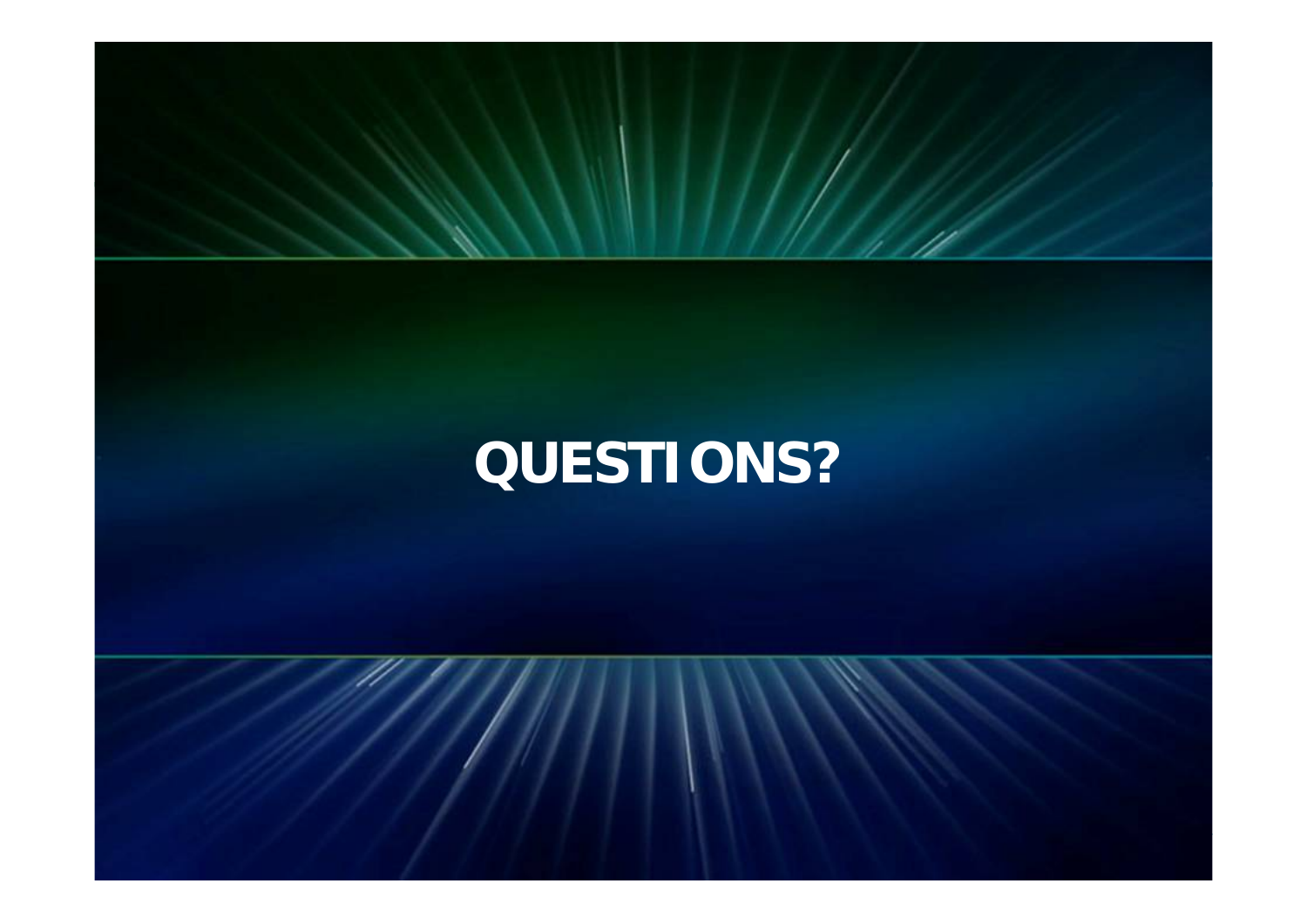# QUESTIONS?